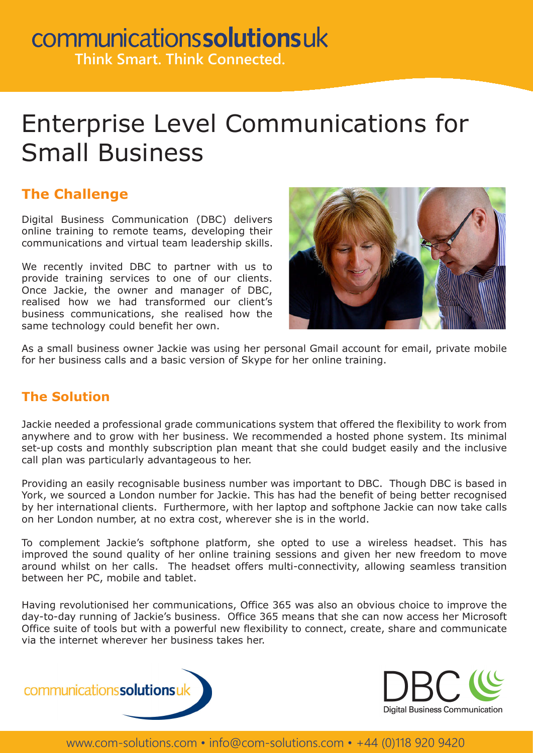communicationssolutionsuk

Think Smart. Think Connected.

# Enterprise Level Communications for Small Business

## The Challenge

Digital Business Communication (DBC) delivers online training to remote teams, developing their communications and virtual team leadership skills.

We recently invited DBC to partner with us to provide training services to one of our clients. Once Jackie, the owner and manager of DBC, realised how we had transformed our client's business communications, she realised how the same technology could benefit her own.

As a small business owner Jackie was using her personal Gmail account for email, private mobile for her business calls and a basic version of Skype for her online training.

## The Solution

Jackie needed a professional grade communications system that offered the flexibility to work from anywhere and to grow with her business. We recommended a hosted phone system. Its minimal set-up costs and monthly subscription plan meant that she could budget easily and the inclusive call plan was particularly advantageous to her.

Providing an easily recognisable business number was important to DBC. Though DBC is based in York, we sourced a London number for Jackie. This has had the benefit of being better recognised by her international clients. Furthermore, with her laptop and softphone Jackie can now take calls on her London number, at no extra cost, wherever she is in the world.

To complement Jackie's softphone platform, she opted to use a wireless headset. This has improved the sound quality of her online training sessions and given her new freedom to move around whilst on her calls. The headset offers multi-connectivity, allowing seamless transition between her PC, mobile and tablet.

Having revolutionised her communications, Office 365 was also an obvious choice to improve the day-to-day running of Jackie's business. Office 365 means that she can now access her Microsoft Office suite of tools but with a powerful new flexibility to connect, create, share and communicate via the internet wherever her business takes her.

communicationssolutionsuk

DBC Digital Business Communication

www.com-solutions.com • info@com-solutions.com • +44 (0)118 920 9420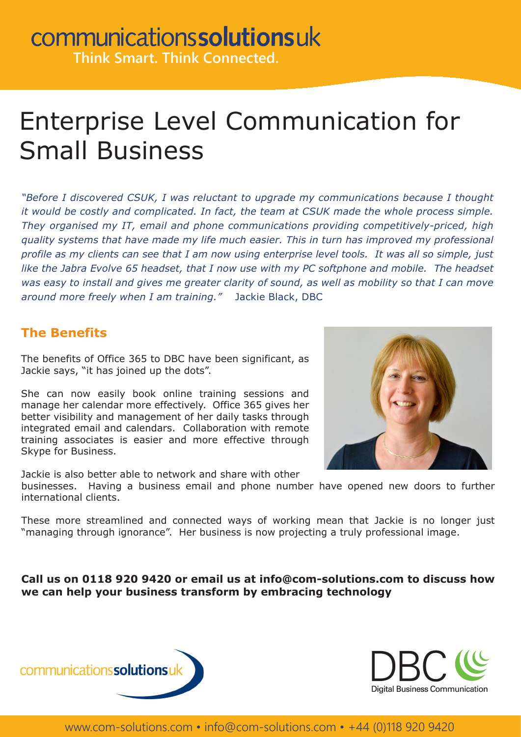communications**solutions**uk
Think Smart. Think Connected.

# Enterprise Level Communication for Small Business

*"Before I discovered CSUK, I was reluctant to upgrade my communications because I thought it would be costly and complicated. In fact, the team at CSUK made the whole process simple. They organised my IT, email and phone communications providing competitively-priced, high quality systems that have made my life much easier. This in turn has improved my professional profile as my clients can see that I am now using enterprise level tools. It was all so simple, just like the Jabra Evolve 65 headset, that I now use with my PC softphone and mobile. The headset was easy to install and gives me greater clarity of sound, as well as mobility so that I can move around more freely when I am training."* Jackie Black, DBC

## The Benefits

The benefits of Office 365 to DBC have been significant, as Jackie says, "it has joined up the dots".

She can now easily book online training sessions and manage her calendar more effectively. Office 365 gives her better visibility and management of her daily tasks through integrated email and calendars. Collaboration with remote training associates is easier and more effective through Skype for Business.

Jackie is also better able to network and share with other businesses. Having a business email and phone number have opened new doors to further international clients.

These more streamlined and connected ways of working mean that Jackie is no longer just "managing through ignorance". Her business is now projecting a truly professional image.

**Call us on 0118 920 9420 or email us at info@com-solutions.com to discuss how we can help your business transform by embracing technology**

communications**solutions**uk

DBC
Digital Business Communication

www.com-solutions.com • info@com-solutions.com • +44 (0)118 920 9420